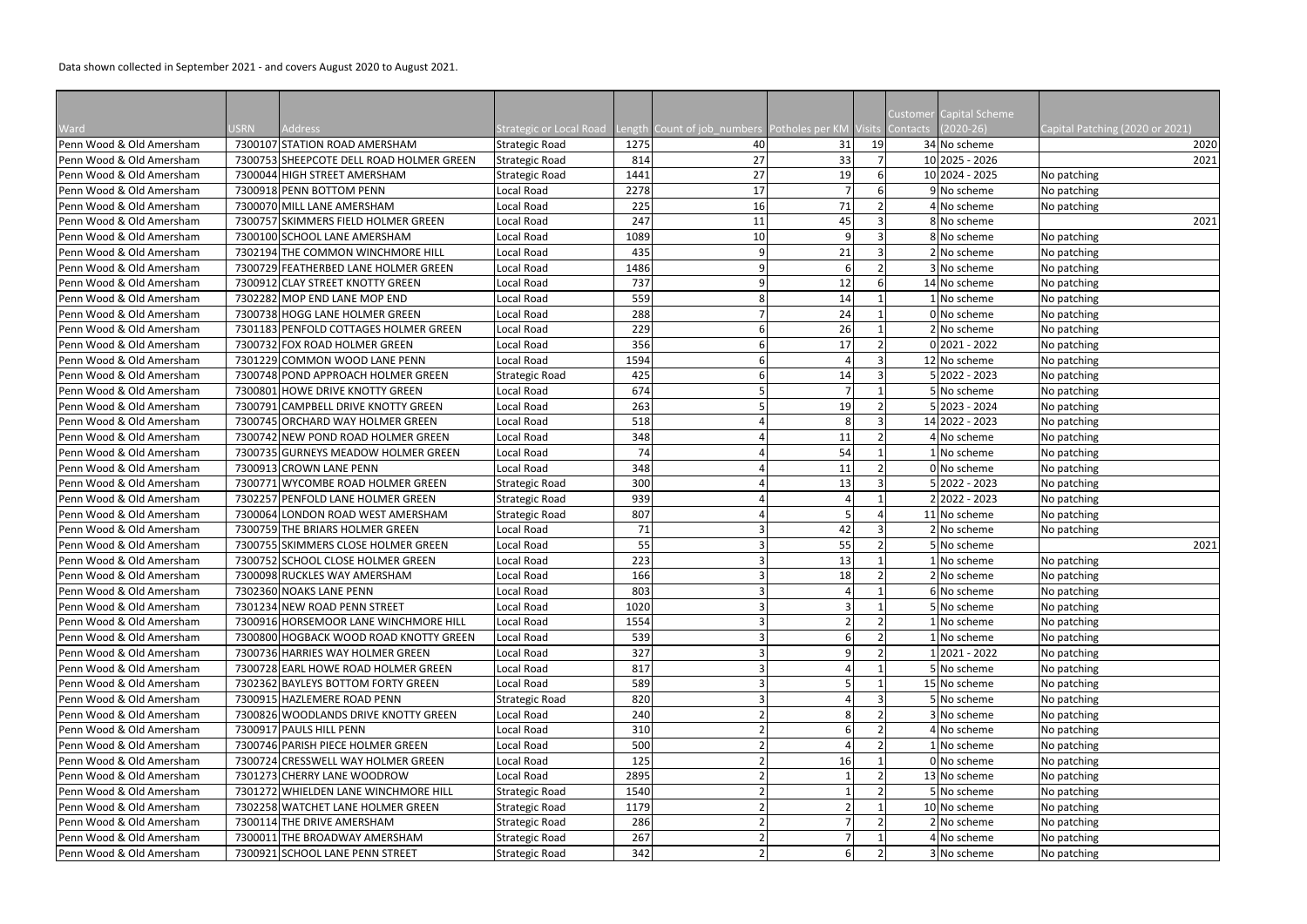Data shown collected in September 2021 - and covers August 2020 to August 2021.

| Ward | USRN | Address | Strategic or Local Road | Length | Count of job_numbers | Potholes per KM | Visits | Customer Contacts | Capital Scheme (2020-26) | Capital Patching (2020 or 2021) |
|---|---|---|---|---|---|---|---|---|---|---|
| Penn Wood & Old Amersham | 7300107 | STATION ROAD AMERSHAM | Strategic Road | 1275 | 40 | 31 | 19 | 34 | No scheme | 2020 |
| Penn Wood & Old Amersham | 7300753 | SHEEPCOTE DELL ROAD HOLMER GREEN | Strategic Road | 814 | 27 | 33 | 7 | 10 | 2025 - 2026 | 2021 |
| Penn Wood & Old Amersham | 7300044 | HIGH STREET AMERSHAM | Strategic Road | 1441 | 27 | 19 | 6 | 10 | 2024 - 2025 | No patching |
| Penn Wood & Old Amersham | 7300918 | PENN BOTTOM PENN | Local Road | 2278 | 17 | 7 | 6 | 9 | No scheme | No patching |
| Penn Wood & Old Amersham | 7300070 | MILL LANE AMERSHAM | Local Road | 225 | 16 | 71 | 2 | 4 | No scheme | No patching |
| Penn Wood & Old Amersham | 7300757 | SKIMMERS FIELD HOLMER GREEN | Local Road | 247 | 11 | 45 | 3 | 8 | No scheme | 2021 |
| Penn Wood & Old Amersham | 7300100 | SCHOOL LANE AMERSHAM | Local Road | 1089 | 10 | 9 | 3 | 8 | No scheme | No patching |
| Penn Wood & Old Amersham | 7302194 | THE COMMON WINCHMORE HILL | Local Road | 435 | 9 | 21 | 3 | 2 | No scheme | No patching |
| Penn Wood & Old Amersham | 7300729 | FEATHERBED LANE HOLMER GREEN | Local Road | 1486 | 9 | 6 | 2 | 3 | No scheme | No patching |
| Penn Wood & Old Amersham | 7300912 | CLAY STREET KNOTTY GREEN | Local Road | 737 | 9 | 12 | 6 | 14 | No scheme | No patching |
| Penn Wood & Old Amersham | 7302282 | MOP END LANE MOP END | Local Road | 559 | 8 | 14 | 1 | 1 | No scheme | No patching |
| Penn Wood & Old Amersham | 7300738 | HOGG LANE HOLMER GREEN | Local Road | 288 | 7 | 24 | 1 | 0 | No scheme | No patching |
| Penn Wood & Old Amersham | 7301183 | PENFOLD COTTAGES HOLMER GREEN | Local Road | 229 | 6 | 26 | 1 | 2 | No scheme | No patching |
| Penn Wood & Old Amersham | 7300732 | FOX ROAD HOLMER GREEN | Local Road | 356 | 6 | 17 | 2 | 0 | 2021 - 2022 | No patching |
| Penn Wood & Old Amersham | 7301229 | COMMON WOOD LANE PENN | Local Road | 1594 | 6 | 4 | 3 | 12 | No scheme | No patching |
| Penn Wood & Old Amersham | 7300748 | POND APPROACH HOLMER GREEN | Strategic Road | 425 | 6 | 14 | 3 | 5 | 2022 - 2023 | No patching |
| Penn Wood & Old Amersham | 7300801 | HOWE DRIVE KNOTTY GREEN | Local Road | 674 | 5 | 7 | 1 | 5 | No scheme | No patching |
| Penn Wood & Old Amersham | 7300791 | CAMPBELL DRIVE KNOTTY GREEN | Local Road | 263 | 5 | 19 | 2 | 5 | 2023 - 2024 | No patching |
| Penn Wood & Old Amersham | 7300745 | ORCHARD WAY HOLMER GREEN | Local Road | 518 | 4 | 8 | 3 | 14 | 2022 - 2023 | No patching |
| Penn Wood & Old Amersham | 7300742 | NEW POND ROAD HOLMER GREEN | Local Road | 348 | 4 | 11 | 2 | 4 | No scheme | No patching |
| Penn Wood & Old Amersham | 7300735 | GURNEYS MEADOW HOLMER GREEN | Local Road | 74 | 4 | 54 | 1 | 1 | No scheme | No patching |
| Penn Wood & Old Amersham | 7300913 | CROWN LANE PENN | Local Road | 348 | 4 | 11 | 2 | 0 | No scheme | No patching |
| Penn Wood & Old Amersham | 7300771 | WYCOMBE ROAD HOLMER GREEN | Strategic Road | 300 | 4 | 13 | 3 | 5 | 2022 - 2023 | No patching |
| Penn Wood & Old Amersham | 7302257 | PENFOLD LANE HOLMER GREEN | Strategic Road | 939 | 4 | 4 | 1 | 2 | 2022 - 2023 | No patching |
| Penn Wood & Old Amersham | 7300064 | LONDON ROAD WEST AMERSHAM | Strategic Road | 807 | 4 | 5 | 4 | 11 | No scheme | No patching |
| Penn Wood & Old Amersham | 7300759 | THE BRIARS HOLMER GREEN | Local Road | 71 | 3 | 42 | 3 | 2 | No scheme | No patching |
| Penn Wood & Old Amersham | 7300755 | SKIMMERS CLOSE HOLMER GREEN | Local Road | 55 | 3 | 55 | 2 | 5 | No scheme | 2021 |
| Penn Wood & Old Amersham | 7300752 | SCHOOL CLOSE HOLMER GREEN | Local Road | 223 | 3 | 13 | 1 | 1 | No scheme | No patching |
| Penn Wood & Old Amersham | 7300098 | RUCKLES WAY AMERSHAM | Local Road | 166 | 3 | 18 | 2 | 2 | No scheme | No patching |
| Penn Wood & Old Amersham | 7302360 | NOAKS LANE PENN | Local Road | 803 | 3 | 4 | 1 | 6 | No scheme | No patching |
| Penn Wood & Old Amersham | 7301234 | NEW ROAD PENN STREET | Local Road | 1020 | 3 | 3 | 1 | 5 | No scheme | No patching |
| Penn Wood & Old Amersham | 7300916 | HORSEMOOR LANE WINCHMORE HILL | Local Road | 1554 | 3 | 2 | 2 | 1 | No scheme | No patching |
| Penn Wood & Old Amersham | 7300800 | HOGBACK WOOD ROAD KNOTTY GREEN | Local Road | 539 | 3 | 6 | 2 | 1 | No scheme | No patching |
| Penn Wood & Old Amersham | 7300736 | HARRIES WAY HOLMER GREEN | Local Road | 327 | 3 | 9 | 2 | 1 | 2021 - 2022 | No patching |
| Penn Wood & Old Amersham | 7300728 | EARL HOWE ROAD HOLMER GREEN | Local Road | 817 | 3 | 4 | 1 | 5 | No scheme | No patching |
| Penn Wood & Old Amersham | 7302362 | BAYLEYS BOTTOM FORTY GREEN | Local Road | 589 | 3 | 5 | 1 | 15 | No scheme | No patching |
| Penn Wood & Old Amersham | 7300915 | HAZLEMERE ROAD PENN | Strategic Road | 820 | 3 | 4 | 3 | 5 | No scheme | No patching |
| Penn Wood & Old Amersham | 7300826 | WOODLANDS DRIVE KNOTTY GREEN | Local Road | 240 | 2 | 8 | 2 | 3 | No scheme | No patching |
| Penn Wood & Old Amersham | 7300917 | PAULS HILL PENN | Local Road | 310 | 2 | 6 | 2 | 4 | No scheme | No patching |
| Penn Wood & Old Amersham | 7300746 | PARISH PIECE HOLMER GREEN | Local Road | 500 | 2 | 4 | 2 | 1 | No scheme | No patching |
| Penn Wood & Old Amersham | 7300724 | CRESSWELL WAY HOLMER GREEN | Local Road | 125 | 2 | 16 | 1 | 0 | No scheme | No patching |
| Penn Wood & Old Amersham | 7301273 | CHERRY LANE WOODROW | Local Road | 2895 | 2 | 1 | 2 | 13 | No scheme | No patching |
| Penn Wood & Old Amersham | 7301272 | WHIELDEN LANE WINCHMORE HILL | Strategic Road | 1540 | 2 | 1 | 2 | 5 | No scheme | No patching |
| Penn Wood & Old Amersham | 7302258 | WATCHET LANE HOLMER GREEN | Strategic Road | 1179 | 2 | 2 | 1 | 10 | No scheme | No patching |
| Penn Wood & Old Amersham | 7300114 | THE DRIVE AMERSHAM | Strategic Road | 286 | 2 | 7 | 2 | 2 | No scheme | No patching |
| Penn Wood & Old Amersham | 7300011 | THE BROADWAY AMERSHAM | Strategic Road | 267 | 2 | 7 | 1 | 4 | No scheme | No patching |
| Penn Wood & Old Amersham | 7300921 | SCHOOL LANE PENN STREET | Strategic Road | 342 | 2 | 6 | 2 | 3 | No scheme | No patching |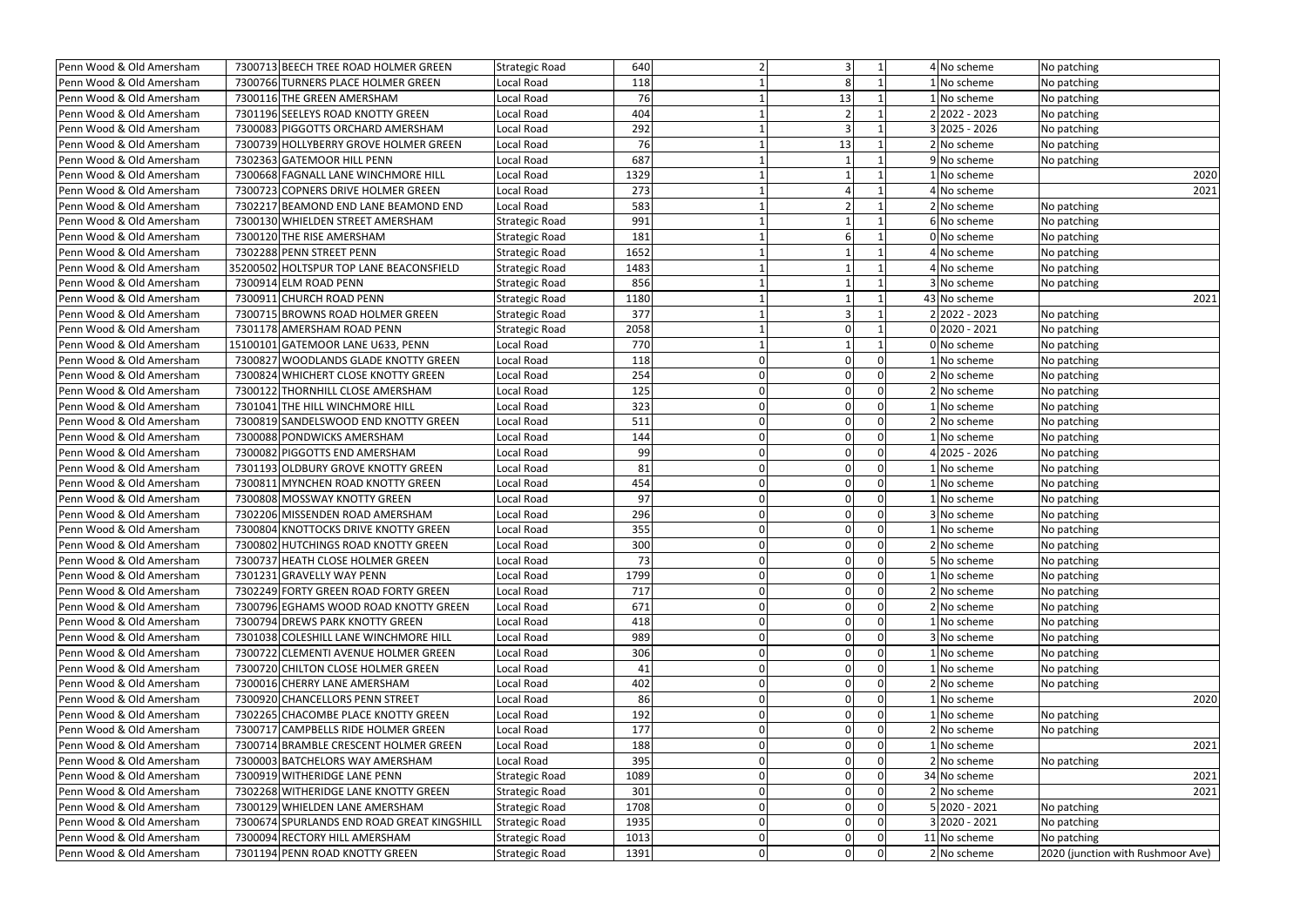| | | | | | | | | | |
|---|---|---|---|---|---|---|---|---|---|
| Penn Wood & Old Amersham | 7300713 | BEECH TREE ROAD HOLMER GREEN | Strategic Road | 640 | 2 | 3 | 1 | 4 | No scheme | No patching |
| Penn Wood & Old Amersham | 7300766 | TURNERS PLACE HOLMER GREEN | Local Road | 118 | 1 | 8 | 1 | 1 | No scheme | No patching |
| Penn Wood & Old Amersham | 7300116 | THE GREEN AMERSHAM | Local Road | 76 | 1 | 13 | 1 | 1 | No scheme | No patching |
| Penn Wood & Old Amersham | 7301196 | SEELEYS ROAD KNOTTY GREEN | Local Road | 404 | 1 | 2 | 1 | 2 | 2022 - 2023 | No patching |
| Penn Wood & Old Amersham | 7300083 | PIGGOTTS ORCHARD AMERSHAM | Local Road | 292 | 1 | 3 | 1 | 3 | 2025 - 2026 | No patching |
| Penn Wood & Old Amersham | 7300739 | HOLLYBERRY GROVE HOLMER GREEN | Local Road | 76 | 1 | 13 | 1 | 2 | No scheme | No patching |
| Penn Wood & Old Amersham | 7302363 | GATEMOOR HILL PENN | Local Road | 687 | 1 | 1 | 1 | 9 | No scheme | No patching |
| Penn Wood & Old Amersham | 7300668 | FAGNALL LANE WINCHMORE HILL | Local Road | 1329 | 1 | 1 | 1 | 1 | No scheme | 2020 |
| Penn Wood & Old Amersham | 7300723 | COPNERS DRIVE HOLMER GREEN | Local Road | 273 | 1 | 4 | 1 | 4 | No scheme | 2021 |
| Penn Wood & Old Amersham | 7302217 | BEAMOND END LANE BEAMOND END | Local Road | 583 | 1 | 2 | 1 | 2 | No scheme | No patching |
| Penn Wood & Old Amersham | 7300130 | WHIELDEN STREET AMERSHAM | Strategic Road | 991 | 1 | 1 | 1 | 6 | No scheme | No patching |
| Penn Wood & Old Amersham | 7300120 | THE RISE AMERSHAM | Strategic Road | 181 | 1 | 6 | 1 | 0 | No scheme | No patching |
| Penn Wood & Old Amersham | 7302288 | PENN STREET PENN | Strategic Road | 1652 | 1 | 1 | 1 | 4 | No scheme | No patching |
| Penn Wood & Old Amersham | 35200502 | HOLTSPUR TOP LANE BEACONSFIELD | Strategic Road | 1483 | 1 | 1 | 1 | 4 | No scheme | No patching |
| Penn Wood & Old Amersham | 7300914 | ELM ROAD PENN | Strategic Road | 856 | 1 | 1 | 1 | 3 | No scheme | No patching |
| Penn Wood & Old Amersham | 7300911 | CHURCH ROAD PENN | Strategic Road | 1180 | 1 | 1 | 1 | 43 | No scheme | 2021 |
| Penn Wood & Old Amersham | 7300715 | BROWNS ROAD HOLMER GREEN | Strategic Road | 377 | 1 | 3 | 1 | 2 | 2022 - 2023 | No patching |
| Penn Wood & Old Amersham | 7301178 | AMERSHAM ROAD PENN | Strategic Road | 2058 | 1 | 0 | 1 | 0 | 2020 - 2021 | No patching |
| Penn Wood & Old Amersham | 15100101 | GATEMOOR LANE U633, PENN | Local Road | 770 | 1 | 1 | 1 | 0 | No scheme | No patching |
| Penn Wood & Old Amersham | 7300827 | WOODLANDS GLADE KNOTTY GREEN | Local Road | 118 | 0 | 0 | 0 | 1 | No scheme | No patching |
| Penn Wood & Old Amersham | 7300824 | WHICHERT CLOSE KNOTTY GREEN | Local Road | 254 | 0 | 0 | 0 | 2 | No scheme | No patching |
| Penn Wood & Old Amersham | 7300122 | THORNHILL CLOSE AMERSHAM | Local Road | 125 | 0 | 0 | 0 | 2 | No scheme | No patching |
| Penn Wood & Old Amersham | 7301041 | THE HILL WINCHMORE HILL | Local Road | 323 | 0 | 0 | 0 | 1 | No scheme | No patching |
| Penn Wood & Old Amersham | 7300819 | SANDELSWOOD END KNOTTY GREEN | Local Road | 511 | 0 | 0 | 0 | 2 | No scheme | No patching |
| Penn Wood & Old Amersham | 7300088 | PONDWICKS AMERSHAM | Local Road | 144 | 0 | 0 | 0 | 1 | No scheme | No patching |
| Penn Wood & Old Amersham | 7300082 | PIGGOTTS END AMERSHAM | Local Road | 99 | 0 | 0 | 0 | 4 | 2025 - 2026 | No patching |
| Penn Wood & Old Amersham | 7301193 | OLDBURY GROVE KNOTTY GREEN | Local Road | 81 | 0 | 0 | 0 | 1 | No scheme | No patching |
| Penn Wood & Old Amersham | 7300811 | MYNCHEN ROAD KNOTTY GREEN | Local Road | 454 | 0 | 0 | 0 | 1 | No scheme | No patching |
| Penn Wood & Old Amersham | 7300808 | MOSSWAY KNOTTY GREEN | Local Road | 97 | 0 | 0 | 0 | 1 | No scheme | No patching |
| Penn Wood & Old Amersham | 7302206 | MISSENDEN ROAD AMERSHAM | Local Road | 296 | 0 | 0 | 0 | 3 | No scheme | No patching |
| Penn Wood & Old Amersham | 7300804 | KNOTTOCKS DRIVE KNOTTY GREEN | Local Road | 355 | 0 | 0 | 0 | 1 | No scheme | No patching |
| Penn Wood & Old Amersham | 7300802 | HUTCHINGS ROAD KNOTTY GREEN | Local Road | 300 | 0 | 0 | 0 | 2 | No scheme | No patching |
| Penn Wood & Old Amersham | 7300737 | HEATH CLOSE HOLMER GREEN | Local Road | 73 | 0 | 0 | 0 | 5 | No scheme | No patching |
| Penn Wood & Old Amersham | 7301231 | GRAVELLY WAY PENN | Local Road | 1799 | 0 | 0 | 0 | 1 | No scheme | No patching |
| Penn Wood & Old Amersham | 7302249 | FORTY GREEN ROAD FORTY GREEN | Local Road | 717 | 0 | 0 | 0 | 2 | No scheme | No patching |
| Penn Wood & Old Amersham | 7300796 | EGHAMS WOOD ROAD KNOTTY GREEN | Local Road | 671 | 0 | 0 | 0 | 2 | No scheme | No patching |
| Penn Wood & Old Amersham | 7300794 | DREWS PARK KNOTTY GREEN | Local Road | 418 | 0 | 0 | 0 | 1 | No scheme | No patching |
| Penn Wood & Old Amersham | 7301038 | COLESHILL LANE WINCHMORE HILL | Local Road | 989 | 0 | 0 | 0 | 3 | No scheme | No patching |
| Penn Wood & Old Amersham | 7300722 | CLEMENTI AVENUE HOLMER GREEN | Local Road | 306 | 0 | 0 | 0 | 1 | No scheme | No patching |
| Penn Wood & Old Amersham | 7300720 | CHILTON CLOSE HOLMER GREEN | Local Road | 41 | 0 | 0 | 0 | 1 | No scheme | No patching |
| Penn Wood & Old Amersham | 7300016 | CHERRY LANE AMERSHAM | Local Road | 402 | 0 | 0 | 0 | 2 | No scheme | No patching |
| Penn Wood & Old Amersham | 7300920 | CHANCELLORS PENN STREET | Local Road | 86 | 0 | 0 | 0 | 1 | No scheme | 2020 |
| Penn Wood & Old Amersham | 7302265 | CHACOMBE PLACE KNOTTY GREEN | Local Road | 192 | 0 | 0 | 0 | 1 | No scheme | No patching |
| Penn Wood & Old Amersham | 7300717 | CAMPBELLS RIDE HOLMER GREEN | Local Road | 177 | 0 | 0 | 0 | 2 | No scheme | No patching |
| Penn Wood & Old Amersham | 7300714 | BRAMBLE CRESCENT HOLMER GREEN | Local Road | 188 | 0 | 0 | 0 | 1 | No scheme | 2021 |
| Penn Wood & Old Amersham | 7300003 | BATCHELORS WAY AMERSHAM | Local Road | 395 | 0 | 0 | 0 | 2 | No scheme | No patching |
| Penn Wood & Old Amersham | 7300919 | WITHERIDGE LANE PENN | Strategic Road | 1089 | 0 | 0 | 0 | 34 | No scheme | 2021 |
| Penn Wood & Old Amersham | 7302268 | WITHERIDGE LANE KNOTTY GREEN | Strategic Road | 301 | 0 | 0 | 0 | 2 | No scheme | 2021 |
| Penn Wood & Old Amersham | 7300129 | WHIELDEN LANE AMERSHAM | Strategic Road | 1708 | 0 | 0 | 0 | 5 | 2020 - 2021 | No patching |
| Penn Wood & Old Amersham | 7300674 | SPURLANDS END ROAD GREAT KINGSHILL | Strategic Road | 1935 | 0 | 0 | 0 | 3 | 2020 - 2021 | No patching |
| Penn Wood & Old Amersham | 7300094 | RECTORY HILL AMERSHAM | Strategic Road | 1013 | 0 | 0 | 0 | 11 | No scheme | No patching |
| Penn Wood & Old Amersham | 7301194 | PENN ROAD KNOTTY GREEN | Strategic Road | 1391 | 0 | 0 | 0 | 2 | No scheme | 2020 (junction with Rushmoor Ave) |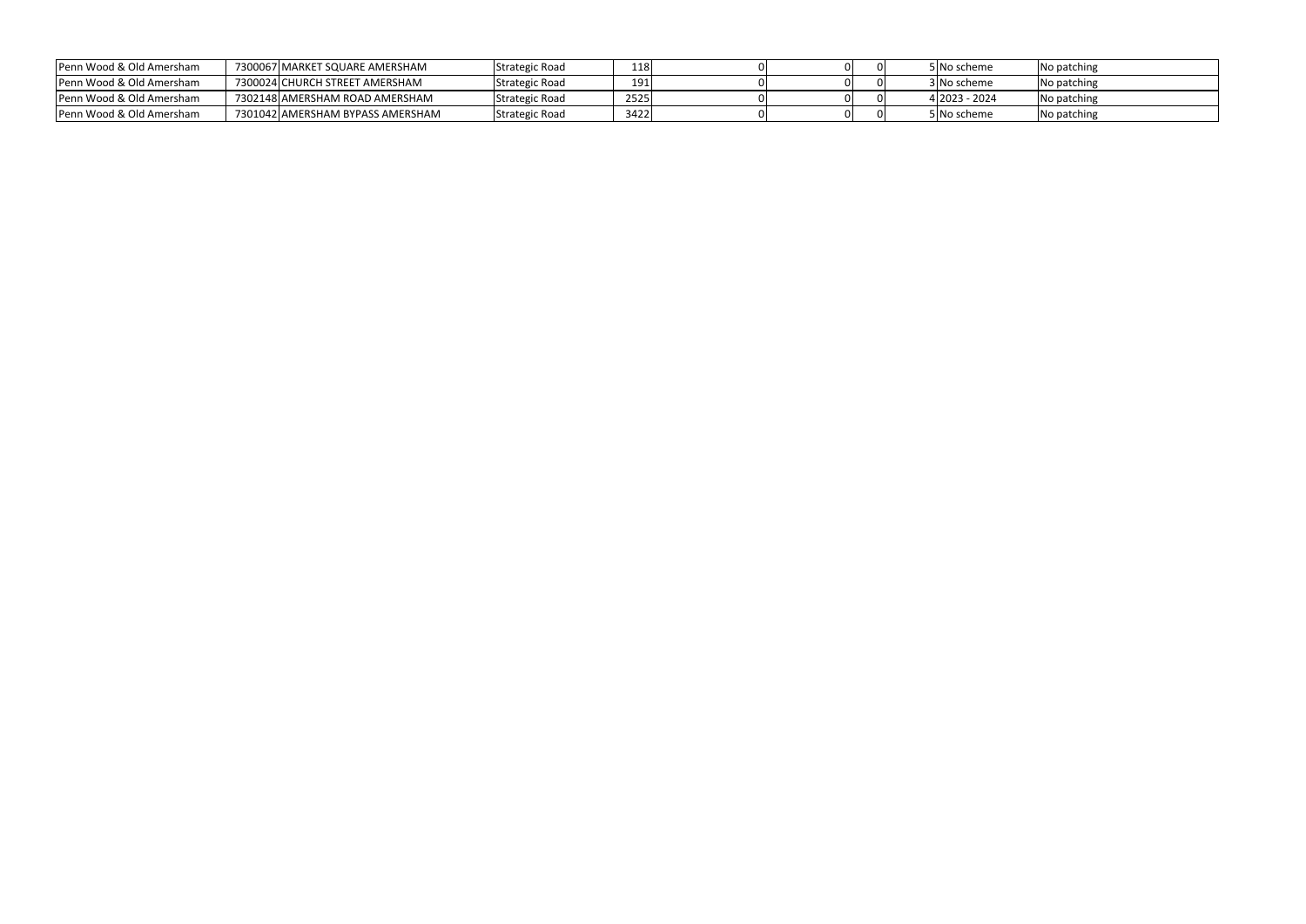| | | | | | | | | | | |
|---|---|---|---|---|---|---|---|---|---|---|
| Penn Wood & Old Amersham | 7300067 | MARKET SQUARE AMERSHAM | Strategic Road | 118 | 0 | 0 | 0 | 5 | No scheme | No patching |
| Penn Wood & Old Amersham | 7300024 | CHURCH STREET AMERSHAM | Strategic Road | 191 | 0 | 0 | 0 | 3 | No scheme | No patching |
| Penn Wood & Old Amersham | 7302148 | AMERSHAM ROAD AMERSHAM | Strategic Road | 2525 | 0 | 0 | 0 | 4 | 2023 - 2024 | No patching |
| Penn Wood & Old Amersham | 7301042 | AMERSHAM BYPASS AMERSHAM | Strategic Road | 3422 | 0 | 0 | 0 | 5 | No scheme | No patching |